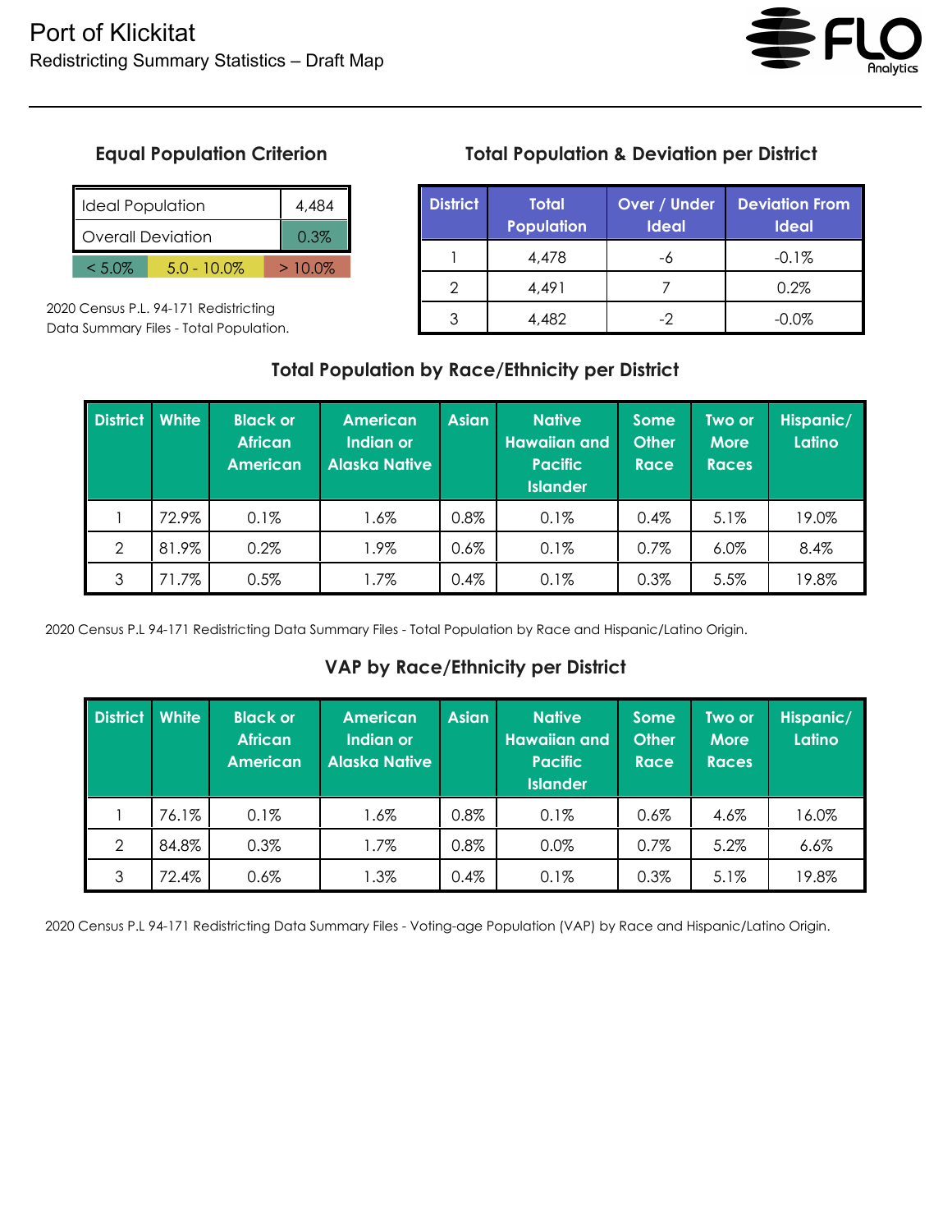# Port of Klickitat

Redistricting Summary Statistics – Draft Map

## Equal Population Criterion

| Ideal Population | 4,484 |
|---|---|
| Overall Deviation | 0.3% |

< 5.0% | 5.0 - 10.0% | > 10.0%

2020 Census P.L. 94-171 Redistricting Data Summary Files - Total Population.

## Total Population & Deviation per District

| District | Total Population | Over / Under Ideal | Deviation From Ideal |
|---|---|---|---|
| 1 | 4,478 | -6 | -0.1% |
| 2 | 4,491 | 7 | 0.2% |
| 3 | 4,482 | -2 | -0.0% |

## Total Population by Race/Ethnicity per District

| District | White | Black or African American | American Indian or Alaska Native | Asian | Native Hawaiian and Pacific Islander | Some Other Race | Two or More Races | Hispanic/ Latino |
|---|---|---|---|---|---|---|---|---|
| 1 | 72.9% | 0.1% | 1.6% | 0.8% | 0.1% | 0.4% | 5.1% | 19.0% |
| 2 | 81.9% | 0.2% | 1.9% | 0.6% | 0.1% | 0.7% | 6.0% | 8.4% |
| 3 | 71.7% | 0.5% | 1.7% | 0.4% | 0.1% | 0.3% | 5.5% | 19.8% |

2020 Census P.L 94-171 Redistricting Data Summary Files - Total Population by Race and Hispanic/Latino Origin.

## VAP by Race/Ethnicity per District

| District | White | Black or African American | American Indian or Alaska Native | Asian | Native Hawaiian and Pacific Islander | Some Other Race | Two or More Races | Hispanic/ Latino |
|---|---|---|---|---|---|---|---|---|
| 1 | 76.1% | 0.1% | 1.6% | 0.8% | 0.1% | 0.6% | 4.6% | 16.0% |
| 2 | 84.8% | 0.3% | 1.7% | 0.8% | 0.0% | 0.7% | 5.2% | 6.6% |
| 3 | 72.4% | 0.6% | 1.3% | 0.4% | 0.1% | 0.3% | 5.1% | 19.8% |

2020 Census P.L 94-171 Redistricting Data Summary Files - Voting-age Population (VAP) by Race and Hispanic/Latino Origin.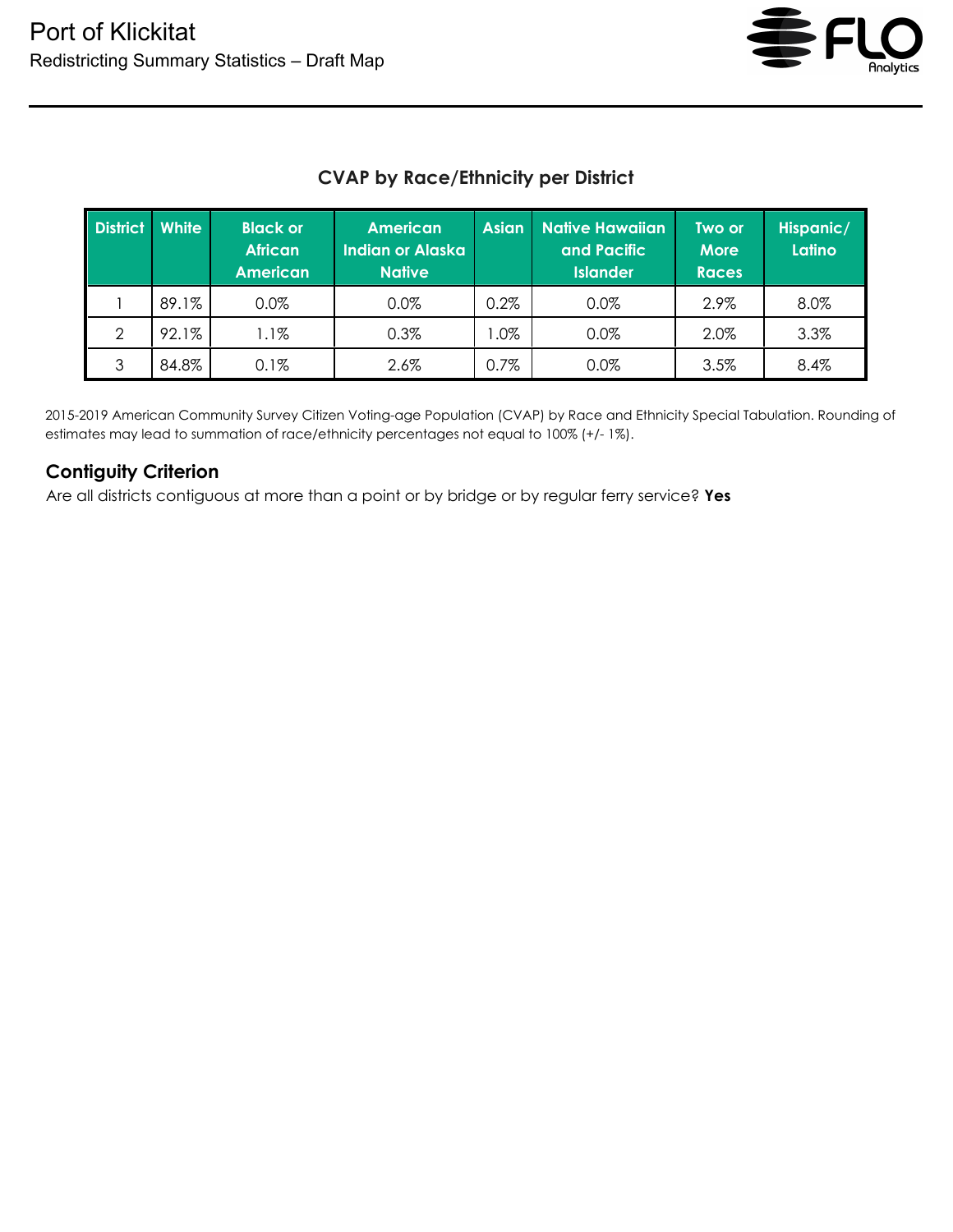# Port of Klickitat

Redistricting Summary Statistics – Draft Map

## CVAP by Race/Ethnicity per District

| District | White | Black or African American | American Indian or Alaska Native | Asian | Native Hawaiian and Pacific Islander | Two or More Races | Hispanic/ Latino |
|---|---|---|---|---|---|---|---|
| 1 | 89.1% | 0.0% | 0.0% | 0.2% | 0.0% | 2.9% | 8.0% |
| 2 | 92.1% | 1.1% | 0.3% | 1.0% | 0.0% | 2.0% | 3.3% |
| 3 | 84.8% | 0.1% | 2.6% | 0.7% | 0.0% | 3.5% | 8.4% |

2015-2019 American Community Survey Citizen Voting-age Population (CVAP) by Race and Ethnicity Special Tabulation. Rounding of estimates may lead to summation of race/ethnicity percentages not equal to 100% (+/- 1%).

### Contiguity Criterion

Are all districts contiguous at more than a point or by bridge or by regular ferry service? **Yes**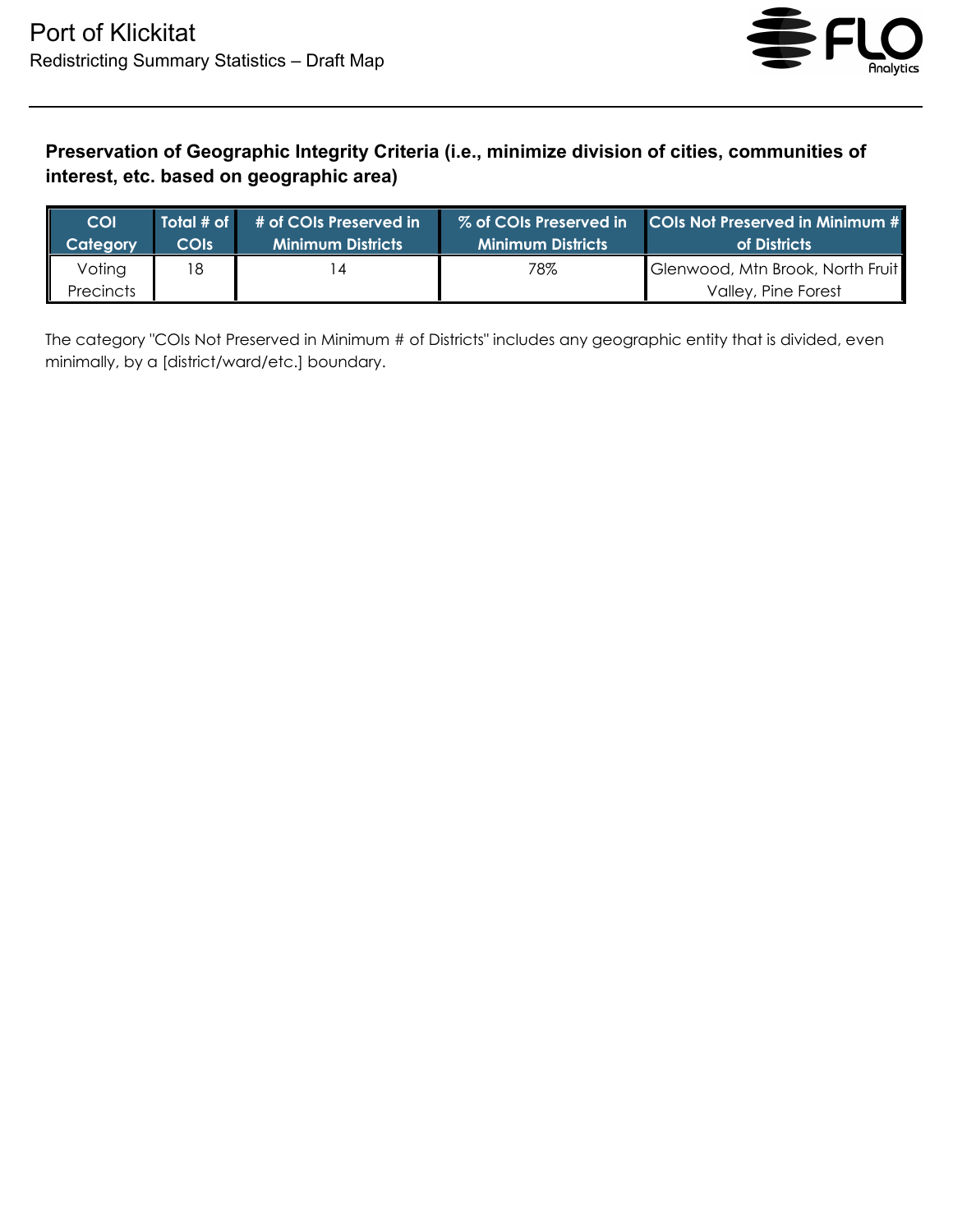**Preservation of Geographic Integrity Criteria (i.e., minimize division of cities, communities of interest, etc. based on geographic area)**

| COI Category | Total # of COIs | # of COIs Preserved in Minimum Districts | % of COIs Preserved in Minimum Districts | COIs Not Preserved in Minimum # of Districts |
|---|---|---|---|---|
| Voting Precincts | 18 | 14 | 78% | Glenwood, Mtn Brook, North Fruit Valley, Pine Forest |

The category "COIs Not Preserved in Minimum # of Districts" includes any geographic entity that is divided, even minimally, by a [district/ward/etc.] boundary.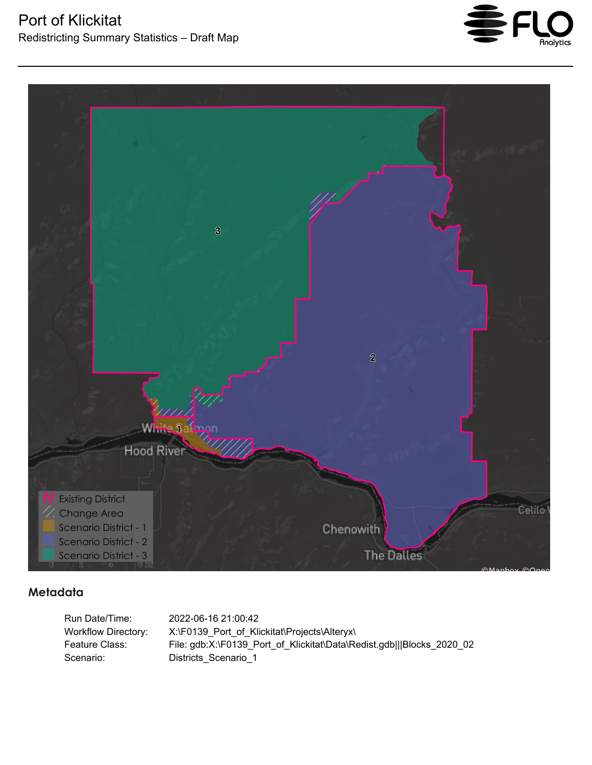# Port of Klickitat

Redistricting Summary Statistics – Draft Map

3

2

1

White Salmon

Hood River

Chenowith

The Dalles

Celilo

Existing District

Change Area

Scenario District - 1

Scenario District - 2

Scenario District - 3

0 2 4 8 mi

©Mapbox ©OpenStreetMap

## Metadata

| | |
|---|---|
| Run Date/Time: | 2022-06-16 21:00:42 |
| Workflow Directory: | X:\F0139_Port_of_Klickitat\Projects\Alteryx\ |
| Feature Class: | File: gdb:X:\F0139_Port_of_Klickitat\Data\Redist.gdb\|\|\|Blocks_2020_02 |
| Scenario: | Districts_Scenario_1 |